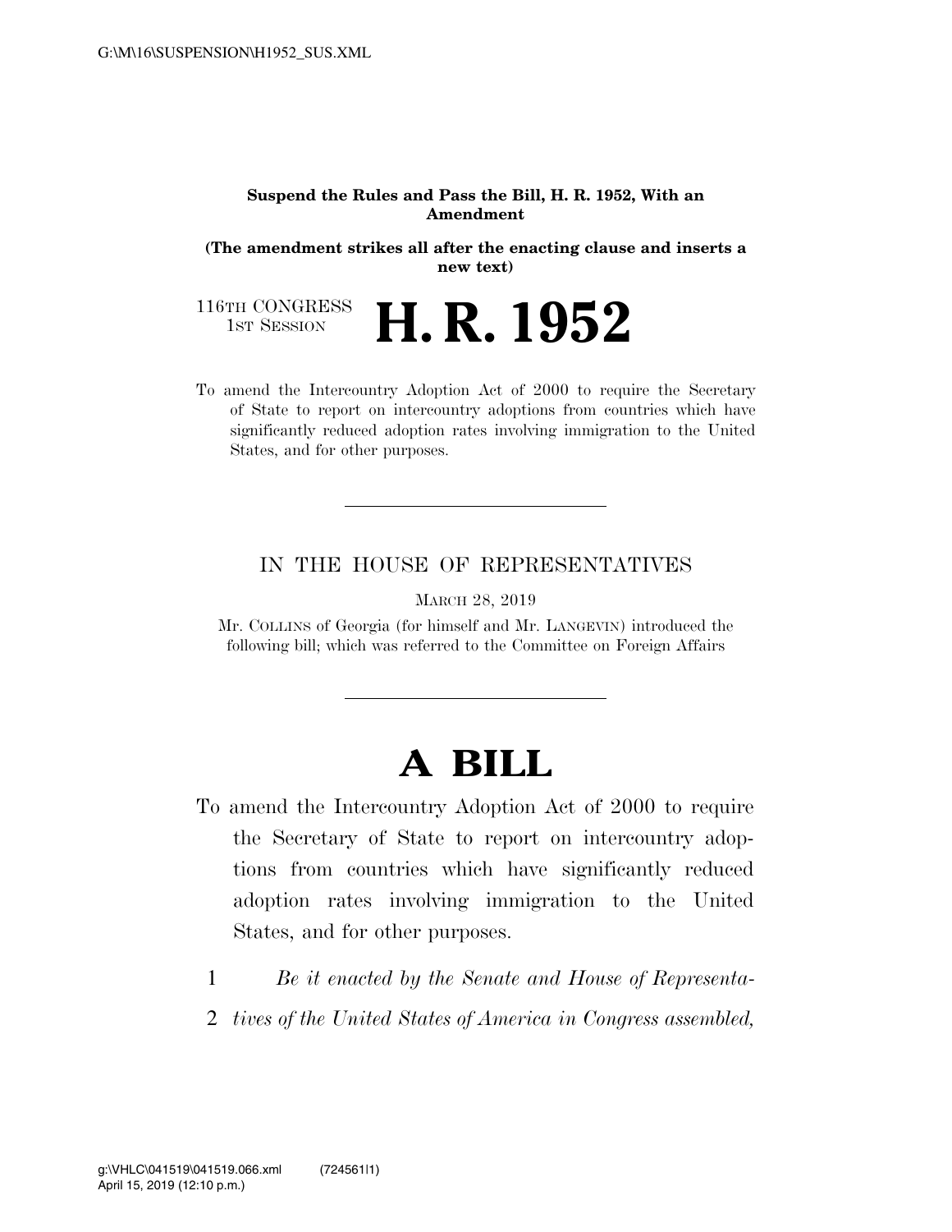G:\M\16\SUSPENSION\H1952_SUS.XML

**Suspend the Rules and Pass the Bill, H. R. 1952, With an Amendment**

**(The amendment strikes all after the enacting clause and inserts a new text)**

116TH CONGRESS
1ST SESSION

# H. R. 1952

To amend the Intercountry Adoption Act of 2000 to require the Secretary of State to report on intercountry adoptions from countries which have significantly reduced adoption rates involving immigration to the United States, and for other purposes.

---

IN THE HOUSE OF REPRESENTATIVES

MARCH 28, 2019

Mr. COLLINS of Georgia (for himself and Mr. LANGEVIN) introduced the following bill; which was referred to the Committee on Foreign Affairs

---

# A BILL

To amend the Intercountry Adoption Act of 2000 to require the Secretary of State to report on intercountry adoptions from countries which have significantly reduced adoption rates involving immigration to the United States, and for other purposes.

1 *Be it enacted by the Senate and House of Representa-*
2 *tives of the United States of America in Congress assembled,*

g:\VHLC\041519\041519.066.xml (724561|1)
April 15, 2019 (12:10 p.m.)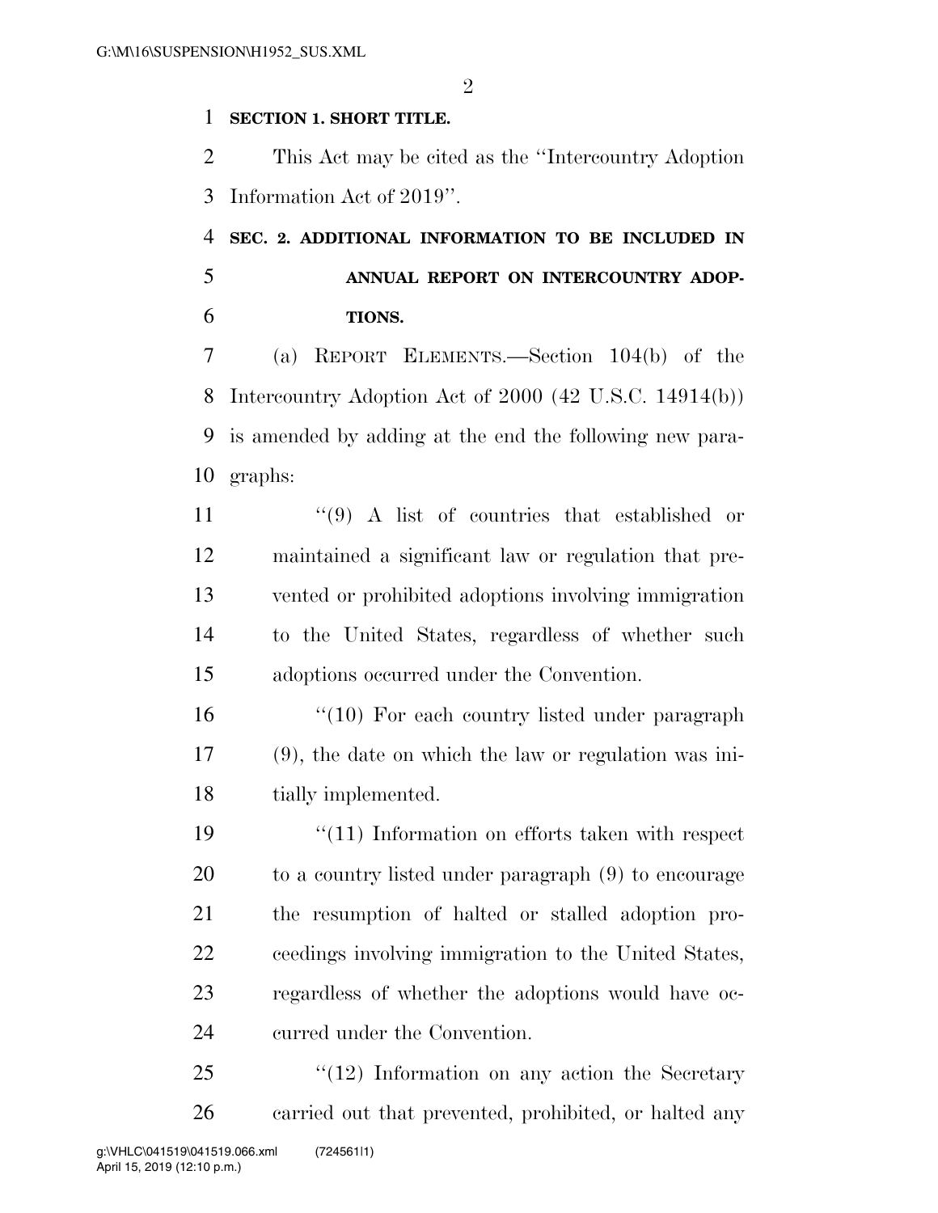**SECTION 1. SHORT TITLE.**

This Act may be cited as the "Intercountry Adoption Information Act of 2019".

**SEC. 2. ADDITIONAL INFORMATION TO BE INCLUDED IN ANNUAL REPORT ON INTERCOUNTRY ADOPTIONS.**

(a) REPORT ELEMENTS.—Section 104(b) of the Intercountry Adoption Act of 2000 (42 U.S.C. 14914(b)) is amended by adding at the end the following new paragraphs:

"(9) A list of countries that established or maintained a significant law or regulation that prevented or prohibited adoptions involving immigration to the United States, regardless of whether such adoptions occurred under the Convention.

"(10) For each country listed under paragraph (9), the date on which the law or regulation was initially implemented.

"(11) Information on efforts taken with respect to a country listed under paragraph (9) to encourage the resumption of halted or stalled adoption proceedings involving immigration to the United States, regardless of whether the adoptions would have occurred under the Convention.

"(12) Information on any action the Secretary carried out that prevented, prohibited, or halted any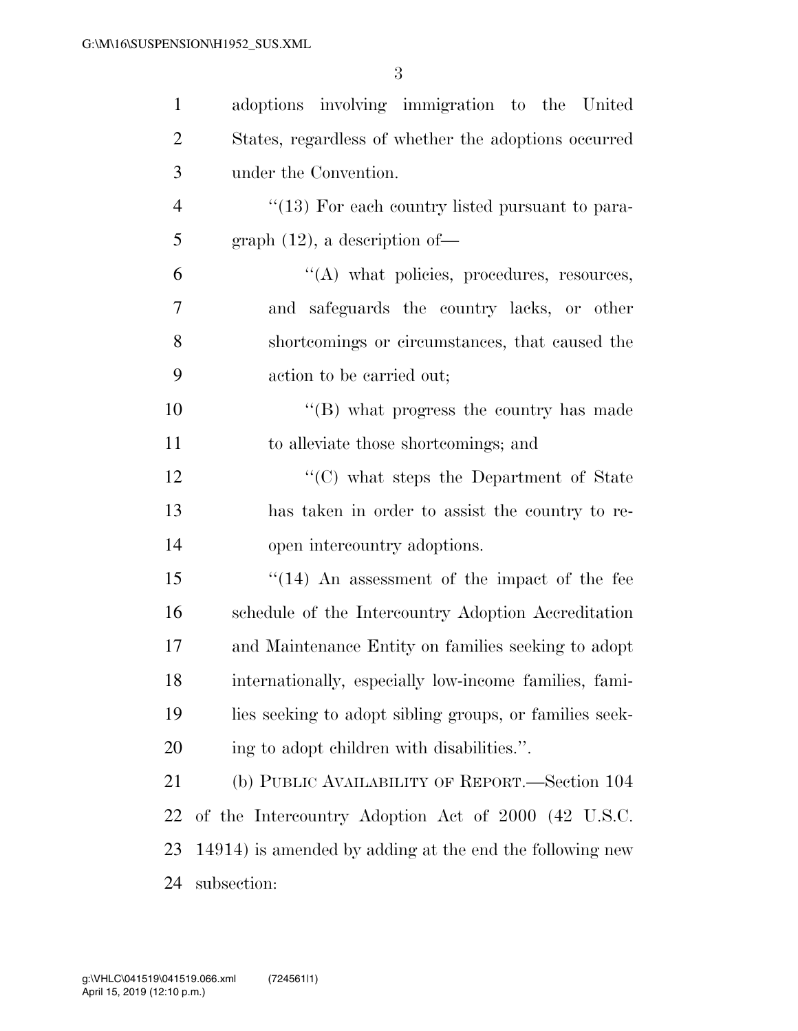adoptions involving immigration to the United States, regardless of whether the adoptions occurred under the Convention.

"(13) For each country listed pursuant to paragraph (12), a description of—

"(A) what policies, procedures, resources, and safeguards the country lacks, or other shortcomings or circumstances, that caused the action to be carried out;

"(B) what progress the country has made to alleviate those shortcomings; and

"(C) what steps the Department of State has taken in order to assist the country to reopen intercountry adoptions.

"(14) An assessment of the impact of the fee schedule of the Intercountry Adoption Accreditation and Maintenance Entity on families seeking to adopt internationally, especially low-income families, families seeking to adopt sibling groups, or families seeking to adopt children with disabilities.".

(b) PUBLIC AVAILABILITY OF REPORT.—Section 104 of the Intercountry Adoption Act of 2000 (42 U.S.C. 14914) is amended by adding at the end the following new subsection: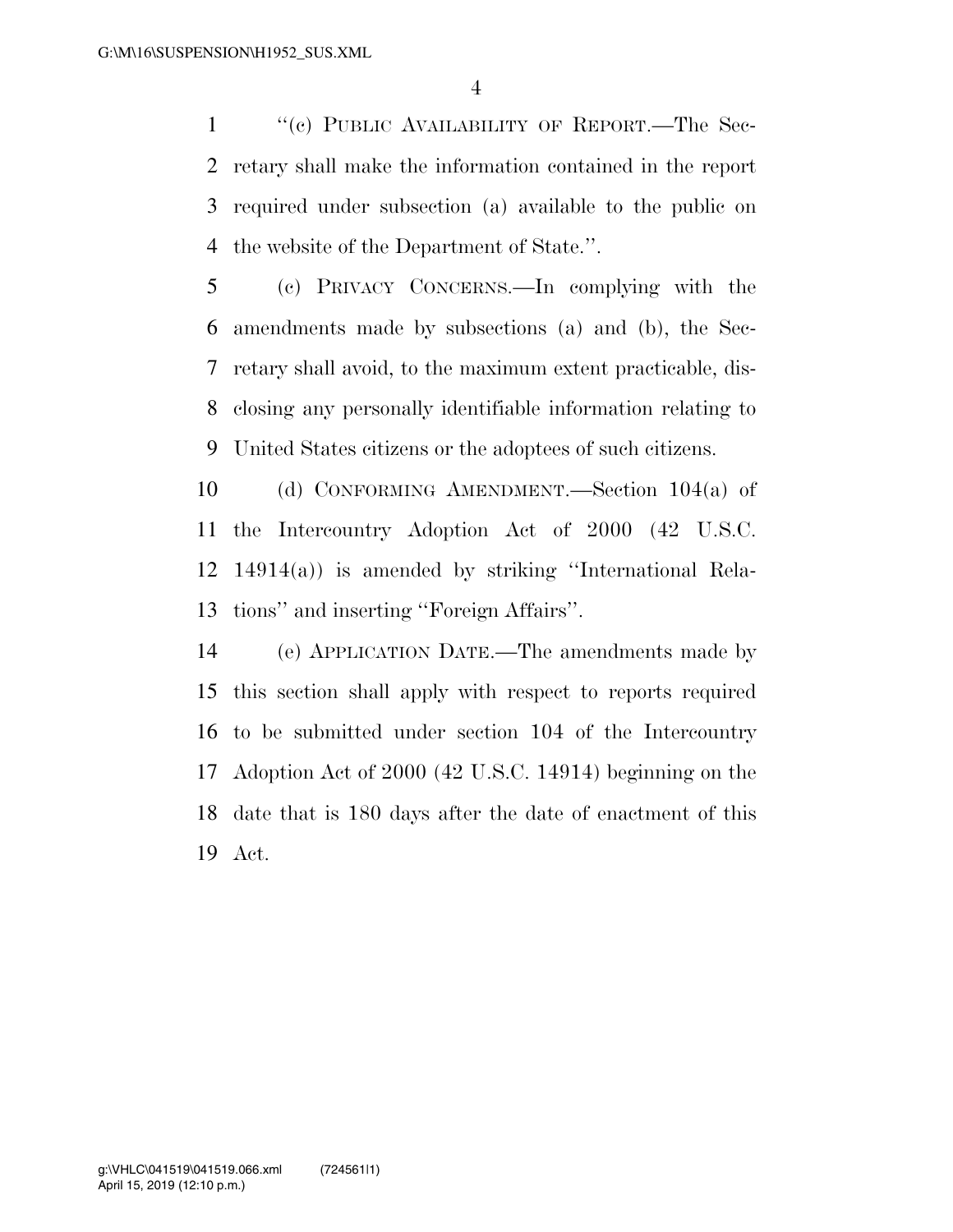"(c) PUBLIC AVAILABILITY OF REPORT.—The Secretary shall make the information contained in the report required under subsection (a) available to the public on the website of the Department of State.".

(c) PRIVACY CONCERNS.—In complying with the amendments made by subsections (a) and (b), the Secretary shall avoid, to the maximum extent practicable, disclosing any personally identifiable information relating to United States citizens or the adoptees of such citizens.

(d) CONFORMING AMENDMENT.—Section 104(a) of the Intercountry Adoption Act of 2000 (42 U.S.C. 14914(a)) is amended by striking "International Relations" and inserting "Foreign Affairs".

(e) APPLICATION DATE.—The amendments made by this section shall apply with respect to reports required to be submitted under section 104 of the Intercountry Adoption Act of 2000 (42 U.S.C. 14914) beginning on the date that is 180 days after the date of enactment of this Act.